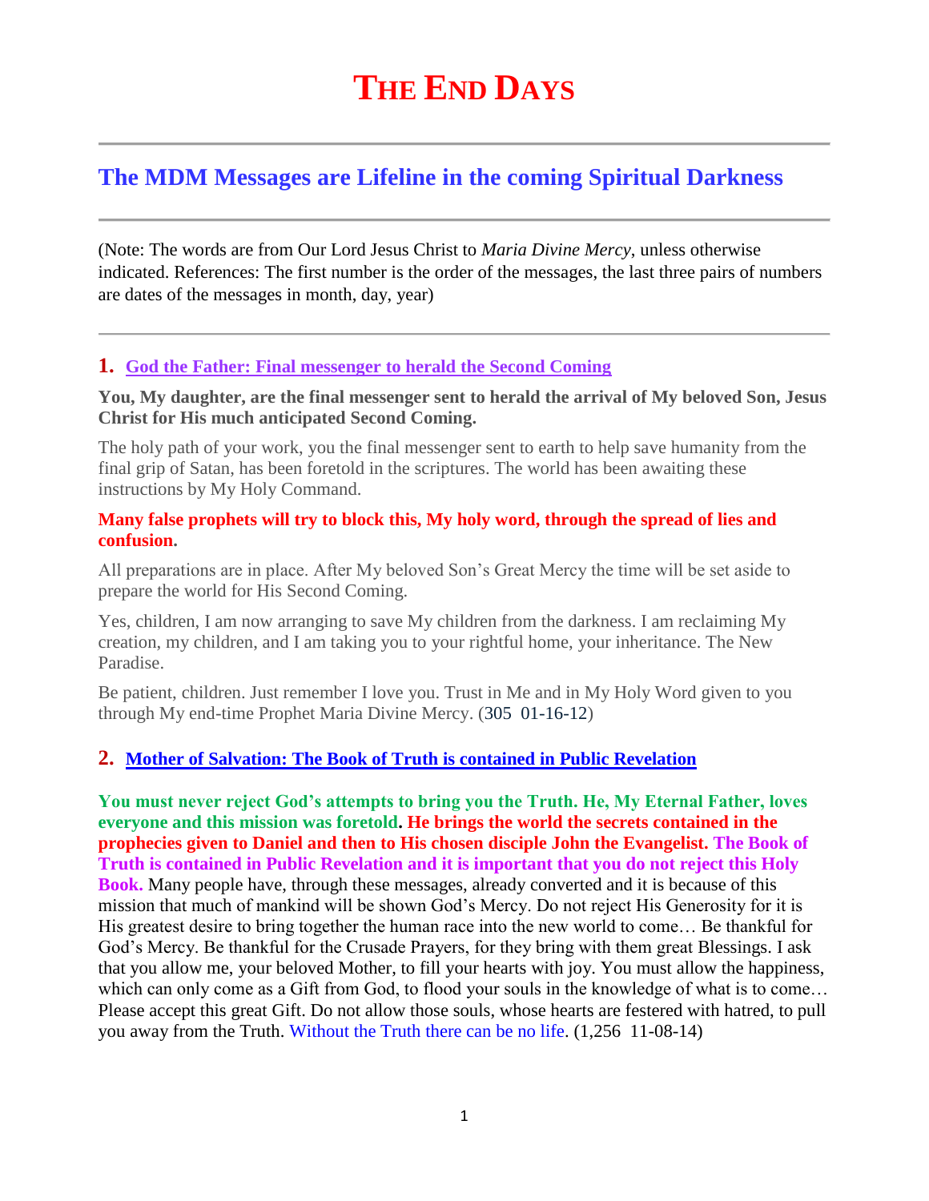# THE END DAYS

## The MDM Messages are Lifeline in the coming Spiritual Darkness

(Note: The words are from Our Lord Jesus Christ to *Maria Divine Mercy*, unless otherwise indicated. References: The first number is the order of the messages, the last three pairs of numbers are dates of the messages in month, day, year)

### 1. God the Father: Final messenger to herald the Second Coming

**You, My daughter, are the final messenger sent to herald the arrival of My beloved Son, Jesus Christ for His much anticipated Second Coming.**

The holy path of your work, you the final messenger sent to earth to help save humanity from the final grip of Satan, has been foretold in the scriptures. The world has been awaiting these instructions by My Holy Command.

**Many false prophets will try to block this, My holy word, through the spread of lies and confusion.**

All preparations are in place. After My beloved Son's Great Mercy the time will be set aside to prepare the world for His Second Coming.

Yes, children, I am now arranging to save My children from the darkness. I am reclaiming My creation, my children, and I am taking you to your rightful home, your inheritance. The New Paradise.

Be patient, children. Just remember I love you. Trust in Me and in My Holy Word given to you through My end-time Prophet Maria Divine Mercy. (305 01-16-12)

### 2. Mother of Salvation: The Book of Truth is contained in Public Revelation

**You must never reject God's attempts to bring you the Truth. He, My Eternal Father, loves everyone and this mission was foretold. He brings the world the secrets contained in the prophecies given to Daniel and then to His chosen disciple John the Evangelist. The Book of Truth is contained in Public Revelation and it is important that you do not reject this Holy Book.** Many people have, through these messages, already converted and it is because of this mission that much of mankind will be shown God's Mercy. Do not reject His Generosity for it is His greatest desire to bring together the human race into the new world to come… Be thankful for God's Mercy. Be thankful for the Crusade Prayers, for they bring with them great Blessings. I ask that you allow me, your beloved Mother, to fill your hearts with joy. You must allow the happiness, which can only come as a Gift from God, to flood your souls in the knowledge of what is to come… Please accept this great Gift. Do not allow those souls, whose hearts are festered with hatred, to pull you away from the Truth. Without the Truth there can be no life. (1,256 11-08-14)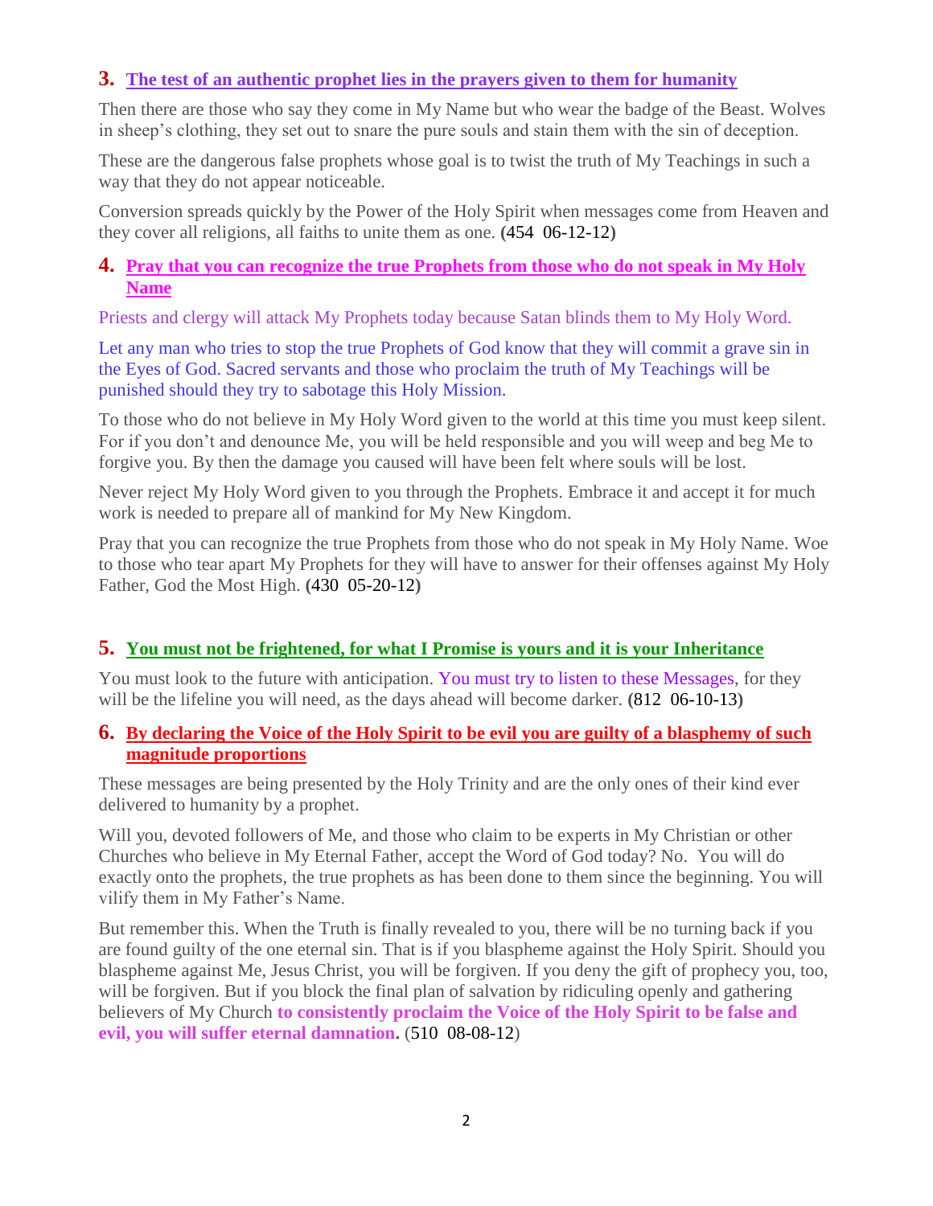## 3. The test of an authentic prophet lies in the prayers given to them for humanity

Then there are those who say they come in My Name but who wear the badge of the Beast. Wolves in sheep's clothing, they set out to snare the pure souls and stain them with the sin of deception.

These are the dangerous false prophets whose goal is to twist the truth of My Teachings in such a way that they do not appear noticeable.

Conversion spreads quickly by the Power of the Holy Spirit when messages come from Heaven and they cover all religions, all faiths to unite them as one. **(**454 06-12-12**)**

## 4. Pray that you can recognize the true Prophets from those who do not speak in My Holy Name

Priests and clergy will attack My Prophets today because Satan blinds them to My Holy Word.

Let any man who tries to stop the true Prophets of God know that they will commit a grave sin in the Eyes of God. Sacred servants and those who proclaim the truth of My Teachings will be punished should they try to sabotage this Holy Mission.

To those who do not believe in My Holy Word given to the world at this time you must keep silent. For if you don't and denounce Me, you will be held responsible and you will weep and beg Me to forgive you. By then the damage you caused will have been felt where souls will be lost.

Never reject My Holy Word given to you through the Prophets. Embrace it and accept it for much work is needed to prepare all of mankind for My New Kingdom.

Pray that you can recognize the true Prophets from those who do not speak in My Holy Name. Woe to those who tear apart My Prophets for they will have to answer for their offenses against My Holy Father, God the Most High. **(**430 05-20-12**)**

## 5. You must not be frightened, for what I Promise is yours and it is your Inheritance

You must look to the future with anticipation. You must try to listen to these Messages, for they will be the lifeline you will need, as the days ahead will become darker. **(**812 06-10-13**)**

## 6. By declaring the Voice of the Holy Spirit to be evil you are guilty of a blasphemy of such magnitude proportions

These messages are being presented by the Holy Trinity and are the only ones of their kind ever delivered to humanity by a prophet.

Will you, devoted followers of Me, and those who claim to be experts in My Christian or other Churches who believe in My Eternal Father, accept the Word of God today? No. You will do exactly onto the prophets, the true prophets as has been done to them since the beginning. You will vilify them in My Father's Name.

But remember this. When the Truth is finally revealed to you, there will be no turning back if you are found guilty of the one eternal sin. That is if you blaspheme against the Holy Spirit. Should you blaspheme against Me, Jesus Christ, you will be forgiven. If you deny the gift of prophecy you, too, will be forgiven. But if you block the final plan of salvation by ridiculing openly and gathering believers of My Church **to consistently proclaim the Voice of the Holy Spirit to be false and evil, you will suffer eternal damnation.** (510 08-08-12)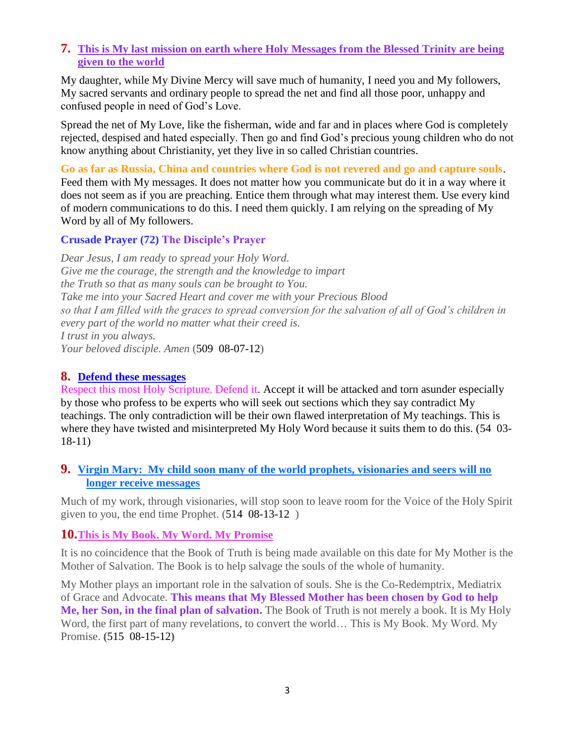## 7. This is My last mission on earth where Holy Messages from the Blessed Trinity are being given to the world

My daughter, while My Divine Mercy will save much of humanity, I need you and My followers, My sacred servants and ordinary people to spread the net and find all those poor, unhappy and confused people in need of God's Love.

Spread the net of My Love, like the fisherman, wide and far and in places where God is completely rejected, despised and hated especially. Then go and find God's precious young children who do not know anything about Christianity, yet they live in so called Christian countries.

**Go as far as Russia, China and countries where God is not revered and go and capture souls**. Feed them with My messages. It does not matter how you communicate but do it in a way where it does not seem as if you are preaching. Entice them through what may interest them. Use every kind of modern communications to do this. I need them quickly. I am relying on the spreading of My Word by all of My followers.

**Crusade Prayer (72) The Disciple's Prayer**

*Dear Jesus, I am ready to spread your Holy Word.*
*Give me the courage, the strength and the knowledge to impart*
*the Truth so that as many souls can be brought to You.*
*Take me into your Sacred Heart and cover me with your Precious Blood*
*so that I am filled with the graces to spread conversion for the salvation of all of God's children in every part of the world no matter what their creed is.*
*I trust in you always.*
*Your beloved disciple. Amen* (509 08-07-12)

## 8. Defend these messages

Respect this most Holy Scripture. Defend it. Accept it will be attacked and torn asunder especially by those who profess to be experts who will seek out sections which they say contradict My teachings. The only contradiction will be their own flawed interpretation of My teachings. This is where they have twisted and misinterpreted My Holy Word because it suits them to do this. (54 03-18-11)

## 9. Virgin Mary: My child soon many of the world prophets, visionaries and seers will no longer receive messages

Much of my work, through visionaries, will stop soon to leave room for the Voice of the Holy Spirit given to you, the end time Prophet. (514 08-13-12 )

## 10. This is My Book. My Word. My Promise

It is no coincidence that the Book of Truth is being made available on this date for My Mother is the Mother of Salvation. The Book is to help salvage the souls of the whole of humanity.

My Mother plays an important role in the salvation of souls. She is the Co-Redemptrix, Mediatrix of Grace and Advocate. **This means that My Blessed Mother has been chosen by God to help Me, her Son, in the final plan of salvation.** The Book of Truth is not merely a book. It is My Holy Word, the first part of many revelations, to convert the world… This is My Book. My Word. My Promise. (515 08-15-12)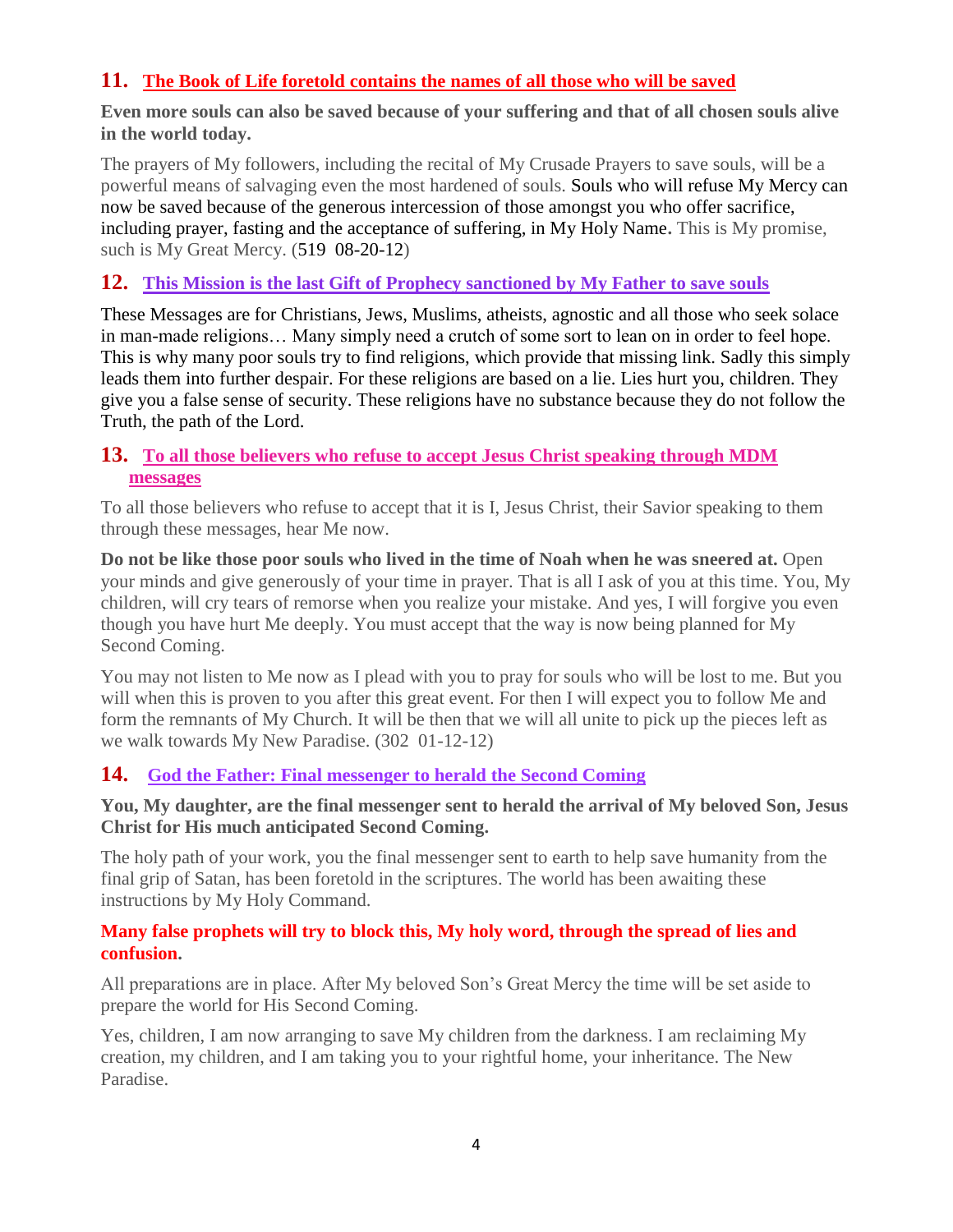## 11. The Book of Life foretold contains the names of all those who will be saved

**Even more souls can also be saved because of your suffering and that of all chosen souls alive in the world today.**

The prayers of My followers, including the recital of My Crusade Prayers to save souls, will be a powerful means of salvaging even the most hardened of souls. Souls who will refuse My Mercy can now be saved because of the generous intercession of those amongst you who offer sacrifice, including prayer, fasting and the acceptance of suffering, in My Holy Name. This is My promise, such is My Great Mercy. (519 08-20-12)

## 12. This Mission is the last Gift of Prophecy sanctioned by My Father to save souls

These Messages are for Christians, Jews, Muslims, atheists, agnostic and all those who seek solace in man-made religions… Many simply need a crutch of some sort to lean on in order to feel hope. This is why many poor souls try to find religions, which provide that missing link. Sadly this simply leads them into further despair. For these religions are based on a lie. Lies hurt you, children. They give you a false sense of security. These religions have no substance because they do not follow the Truth, the path of the Lord.

## 13. To all those believers who refuse to accept Jesus Christ speaking through MDM messages

To all those believers who refuse to accept that it is I, Jesus Christ, their Savior speaking to them through these messages, hear Me now.

**Do not be like those poor souls who lived in the time of Noah when he was sneered at.** Open your minds and give generously of your time in prayer. That is all I ask of you at this time. You, My children, will cry tears of remorse when you realize your mistake. And yes, I will forgive you even though you have hurt Me deeply. You must accept that the way is now being planned for My Second Coming.

You may not listen to Me now as I plead with you to pray for souls who will be lost to me. But you will when this is proven to you after this great event. For then I will expect you to follow Me and form the remnants of My Church. It will be then that we will all unite to pick up the pieces left as we walk towards My New Paradise. (302 01-12-12)

## 14. God the Father: Final messenger to herald the Second Coming

**You, My daughter, are the final messenger sent to herald the arrival of My beloved Son, Jesus Christ for His much anticipated Second Coming.**

The holy path of your work, you the final messenger sent to earth to help save humanity from the final grip of Satan, has been foretold in the scriptures. The world has been awaiting these instructions by My Holy Command.

**Many false prophets will try to block this, My holy word, through the spread of lies and confusion.**

All preparations are in place. After My beloved Son's Great Mercy the time will be set aside to prepare the world for His Second Coming.

Yes, children, I am now arranging to save My children from the darkness. I am reclaiming My creation, my children, and I am taking you to your rightful home, your inheritance. The New Paradise.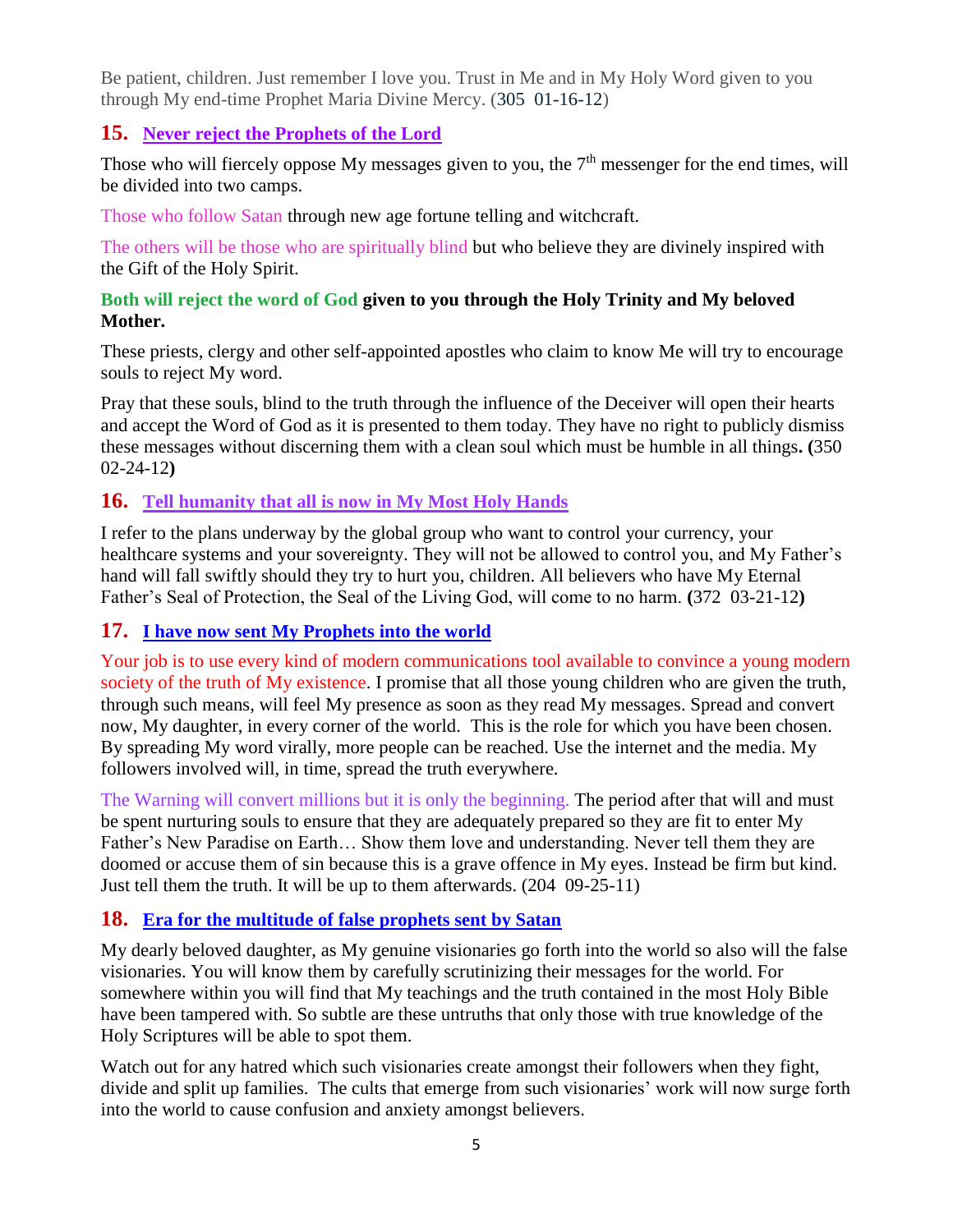Be patient, children. Just remember I love you. Trust in Me and in My Holy Word given to you through My end-time Prophet Maria Divine Mercy. (305 01-16-12)

## 15. Never reject the Prophets of the Lord

Those who will fiercely oppose My messages given to you, the 7th messenger for the end times, will be divided into two camps.

Those who follow Satan through new age fortune telling and witchcraft.

The others will be those who are spiritually blind but who believe they are divinely inspired with the Gift of the Holy Spirit.

**Both will reject the word of God given to you through the Holy Trinity and My beloved Mother.**

These priests, clergy and other self-appointed apostles who claim to know Me will try to encourage souls to reject My word.

Pray that these souls, blind to the truth through the influence of the Deceiver will open their hearts and accept the Word of God as it is presented to them today. They have no right to publicly dismiss these messages without discerning them with a clean soul which must be humble in all things**. (**350 02-24-12**)**

## 16. Tell humanity that all is now in My Most Holy Hands

I refer to the plans underway by the global group who want to control your currency, your healthcare systems and your sovereignty. They will not be allowed to control you, and My Father's hand will fall swiftly should they try to hurt you, children. All believers who have My Eternal Father's Seal of Protection, the Seal of the Living God, will come to no harm. **(**372 03-21-12**)**

## 17. I have now sent My Prophets into the world

Your job is to use every kind of modern communications tool available to convince a young modern society of the truth of My existence. I promise that all those young children who are given the truth, through such means, will feel My presence as soon as they read My messages. Spread and convert now, My daughter, in every corner of the world. This is the role for which you have been chosen. By spreading My word virally, more people can be reached. Use the internet and the media. My followers involved will, in time, spread the truth everywhere.

The Warning will convert millions but it is only the beginning. The period after that will and must be spent nurturing souls to ensure that they are adequately prepared so they are fit to enter My Father's New Paradise on Earth… Show them love and understanding. Never tell them they are doomed or accuse them of sin because this is a grave offence in My eyes. Instead be firm but kind. Just tell them the truth. It will be up to them afterwards. (204 09-25-11)

## 18. Era for the multitude of false prophets sent by Satan

My dearly beloved daughter, as My genuine visionaries go forth into the world so also will the false visionaries. You will know them by carefully scrutinizing their messages for the world. For somewhere within you will find that My teachings and the truth contained in the most Holy Bible have been tampered with. So subtle are these untruths that only those with true knowledge of the Holy Scriptures will be able to spot them.

Watch out for any hatred which such visionaries create amongst their followers when they fight, divide and split up families. The cults that emerge from such visionaries' work will now surge forth into the world to cause confusion and anxiety amongst believers.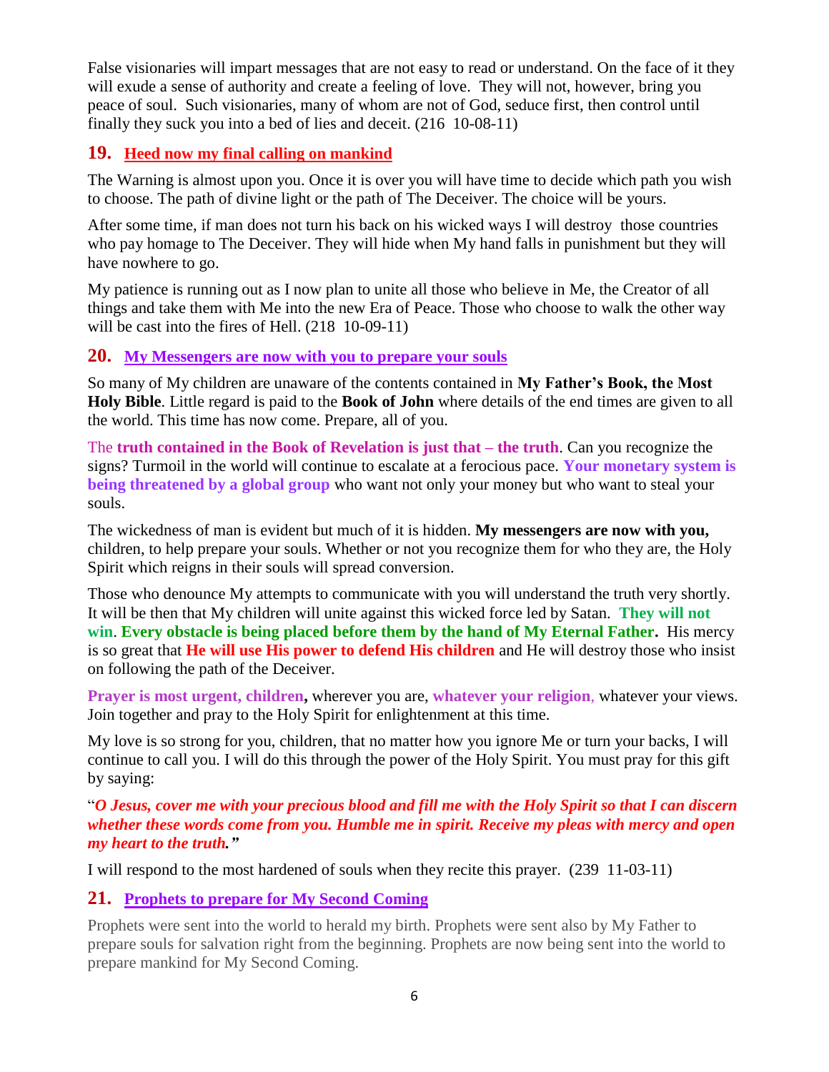False visionaries will impart messages that are not easy to read or understand. On the face of it they will exude a sense of authority and create a feeling of love. They will not, however, bring you peace of soul. Such visionaries, many of whom are not of God, seduce first, then control until finally they suck you into a bed of lies and deceit. (216 10-08-11)

## 19. Heed now my final calling on mankind

The Warning is almost upon you. Once it is over you will have time to decide which path you wish to choose. The path of divine light or the path of The Deceiver. The choice will be yours.

After some time, if man does not turn his back on his wicked ways I will destroy those countries who pay homage to The Deceiver. They will hide when My hand falls in punishment but they will have nowhere to go.

My patience is running out as I now plan to unite all those who believe in Me, the Creator of all things and take them with Me into the new Era of Peace. Those who choose to walk the other way will be cast into the fires of Hell. (218 10-09-11)

## 20. My Messengers are now with you to prepare your souls

So many of My children are unaware of the contents contained in **My Father's Book, the Most Holy Bible**. Little regard is paid to the **Book of John** where details of the end times are given to all the world. This time has now come. Prepare, all of you.

The **truth contained in the Book of Revelation is just that – the truth**. Can you recognize the signs? Turmoil in the world will continue to escalate at a ferocious pace. **Your monetary system is being threatened by a global group** who want not only your money but who want to steal your souls.

The wickedness of man is evident but much of it is hidden. **My messengers are now with you,** children, to help prepare your souls. Whether or not you recognize them for who they are, the Holy Spirit which reigns in their souls will spread conversion.

Those who denounce My attempts to communicate with you will understand the truth very shortly. It will be then that My children will unite against this wicked force led by Satan. **They will not win**. **Every obstacle is being placed before them by the hand of My Eternal Father.** His mercy is so great that **He will use His power to defend His children** and He will destroy those who insist on following the path of the Deceiver.

**Prayer is most urgent, children,** wherever you are, **whatever your religion**, whatever your views. Join together and pray to the Holy Spirit for enlightenment at this time.

My love is so strong for you, children, that no matter how you ignore Me or turn your backs, I will continue to call you. I will do this through the power of the Holy Spirit. You must pray for this gift by saying:

"***O Jesus, cover me with your precious blood and fill me with the Holy Spirit so that I can discern whether these words come from you. Humble me in spirit. Receive my pleas with mercy and open my heart to the truth.***"

I will respond to the most hardened of souls when they recite this prayer. (239 11-03-11)

## 21. Prophets to prepare for My Second Coming

Prophets were sent into the world to herald my birth. Prophets were sent also by My Father to prepare souls for salvation right from the beginning. Prophets are now being sent into the world to prepare mankind for My Second Coming.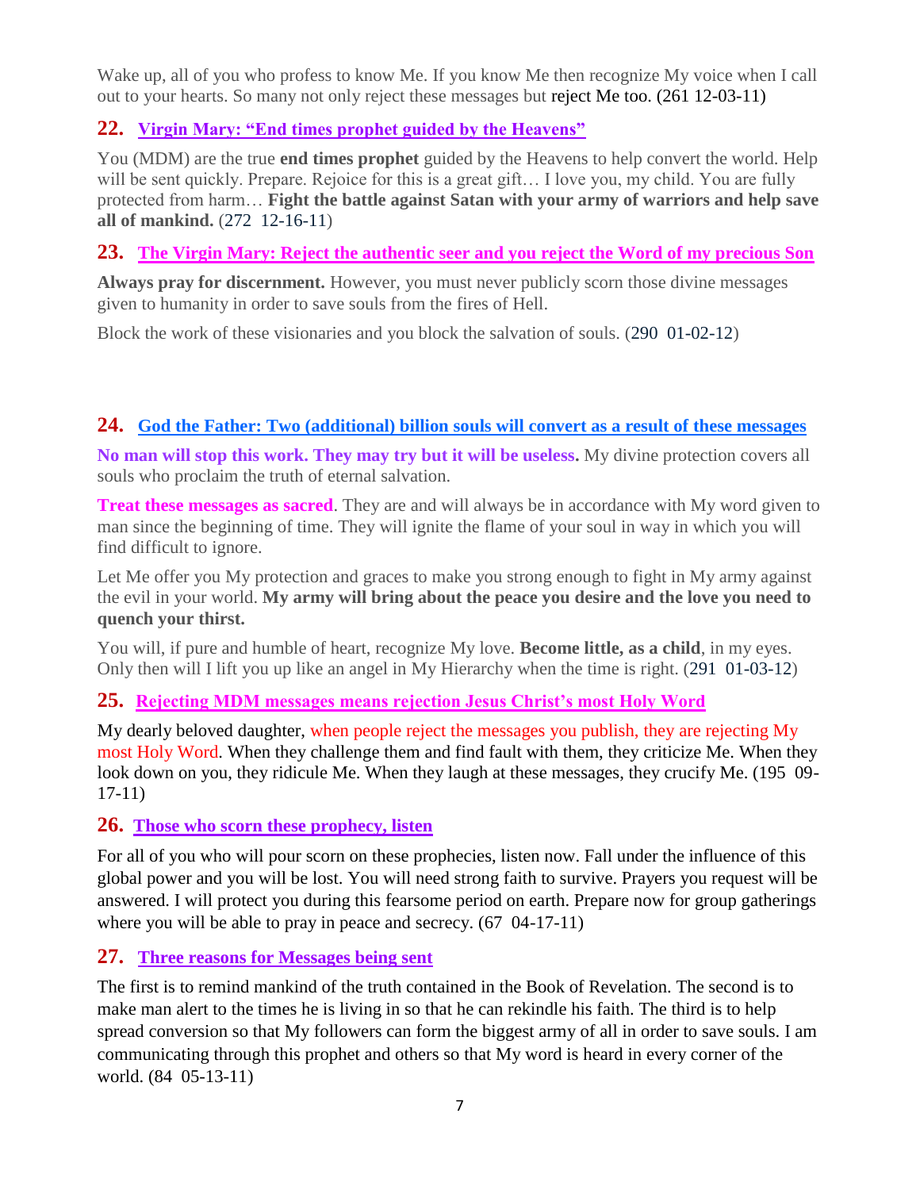Wake up, all of you who profess to know Me. If you know Me then recognize My voice when I call out to your hearts. So many not only reject these messages but reject Me too. (261 12-03-11)

## 22. Virgin Mary: "End times prophet guided by the Heavens"

You (MDM) are the true **end times prophet** guided by the Heavens to help convert the world. Help will be sent quickly. Prepare. Rejoice for this is a great gift… I love you, my child. You are fully protected from harm… **Fight the battle against Satan with your army of warriors and help save all of mankind.** (272 12-16-11)

## 23. The Virgin Mary: Reject the authentic seer and you reject the Word of my precious Son

**Always pray for discernment.** However, you must never publicly scorn those divine messages given to humanity in order to save souls from the fires of Hell.

Block the work of these visionaries and you block the salvation of souls. (290 01-02-12)

## 24. God the Father: Two (additional) billion souls will convert as a result of these messages

**No man will stop this work. They may try but it will be useless.** My divine protection covers all souls who proclaim the truth of eternal salvation.

**Treat these messages as sacred**. They are and will always be in accordance with My word given to man since the beginning of time. They will ignite the flame of your soul in way in which you will find difficult to ignore.

Let Me offer you My protection and graces to make you strong enough to fight in My army against the evil in your world. **My army will bring about the peace you desire and the love you need to quench your thirst.**

You will, if pure and humble of heart, recognize My love. **Become little, as a child**, in my eyes. Only then will I lift you up like an angel in My Hierarchy when the time is right. (291 01-03-12)

## 25. Rejecting MDM messages means rejection Jesus Christ's most Holy Word

My dearly beloved daughter, when people reject the messages you publish, they are rejecting My most Holy Word. When they challenge them and find fault with them, they criticize Me. When they look down on you, they ridicule Me. When they laugh at these messages, they crucify Me. (195 09-17-11)

## 26. Those who scorn these prophecy, listen

For all of you who will pour scorn on these prophecies, listen now. Fall under the influence of this global power and you will be lost. You will need strong faith to survive. Prayers you request will be answered. I will protect you during this fearsome period on earth. Prepare now for group gatherings where you will be able to pray in peace and secrecy. (67 04-17-11)

## 27. Three reasons for Messages being sent

The first is to remind mankind of the truth contained in the Book of Revelation. The second is to make man alert to the times he is living in so that he can rekindle his faith. The third is to help spread conversion so that My followers can form the biggest army of all in order to save souls. I am communicating through this prophet and others so that My word is heard in every corner of the world. (84 05-13-11)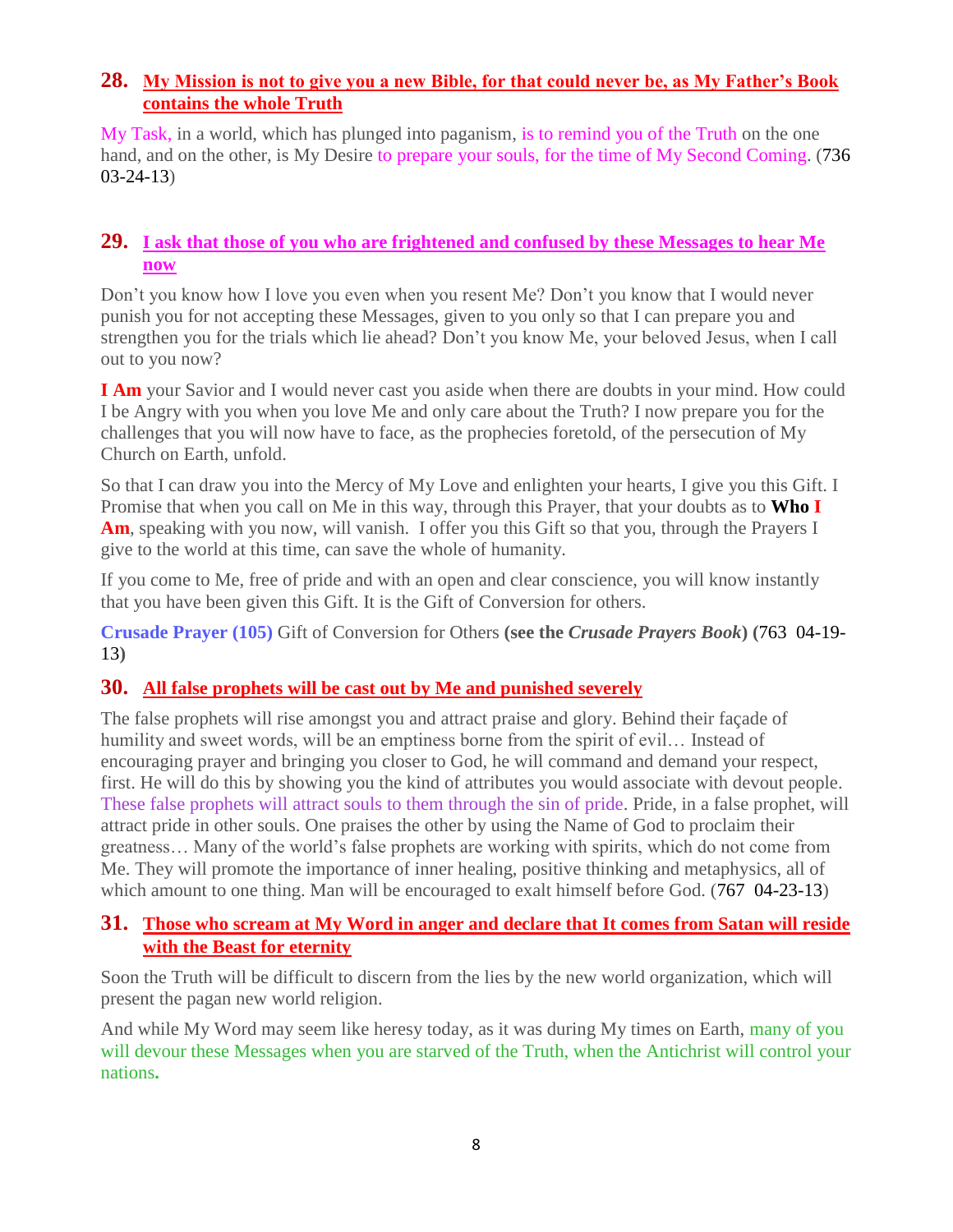## 28. My Mission is not to give you a new Bible, for that could never be, as My Father's Book contains the whole Truth

My Task, in a world, which has plunged into paganism, is to remind you of the Truth on the one hand, and on the other, is My Desire to prepare your souls, for the time of My Second Coming. (736 03-24-13)

## 29. I ask that those of you who are frightened and confused by these Messages to hear Me now

Don't you know how I love you even when you resent Me? Don't you know that I would never punish you for not accepting these Messages, given to you only so that I can prepare you and strengthen you for the trials which lie ahead? Don't you know Me, your beloved Jesus, when I call out to you now?

**I Am** your Savior and I would never cast you aside when there are doubts in your mind. How could I be Angry with you when you love Me and only care about the Truth? I now prepare you for the challenges that you will now have to face, as the prophecies foretold, of the persecution of My Church on Earth, unfold.

So that I can draw you into the Mercy of My Love and enlighten your hearts, I give you this Gift. I Promise that when you call on Me in this way, through this Prayer, that your doubts as to **Who I Am**, speaking with you now, will vanish. I offer you this Gift so that you, through the Prayers I give to the world at this time, can save the whole of humanity.

If you come to Me, free of pride and with an open and clear conscience, you will know instantly that you have been given this Gift. It is the Gift of Conversion for others.

**Crusade Prayer (105)** Gift of Conversion for Others **(see the *Crusade Prayers Book*) (763 04-19-13)**

## 30. All false prophets will be cast out by Me and punished severely

The false prophets will rise amongst you and attract praise and glory. Behind their façade of humility and sweet words, will be an emptiness borne from the spirit of evil… Instead of encouraging prayer and bringing you closer to God, he will command and demand your respect, first. He will do this by showing you the kind of attributes you would associate with devout people. These false prophets will attract souls to them through the sin of pride. Pride, in a false prophet, will attract pride in other souls. One praises the other by using the Name of God to proclaim their greatness… Many of the world's false prophets are working with spirits, which do not come from Me. They will promote the importance of inner healing, positive thinking and metaphysics, all of which amount to one thing. Man will be encouraged to exalt himself before God. (767 04-23-13)

## 31. Those who scream at My Word in anger and declare that It comes from Satan will reside with the Beast for eternity

Soon the Truth will be difficult to discern from the lies by the new world organization, which will present the pagan new world religion.

And while My Word may seem like heresy today, as it was during My times on Earth, many of you will devour these Messages when you are starved of the Truth, when the Antichrist will control your nations**.**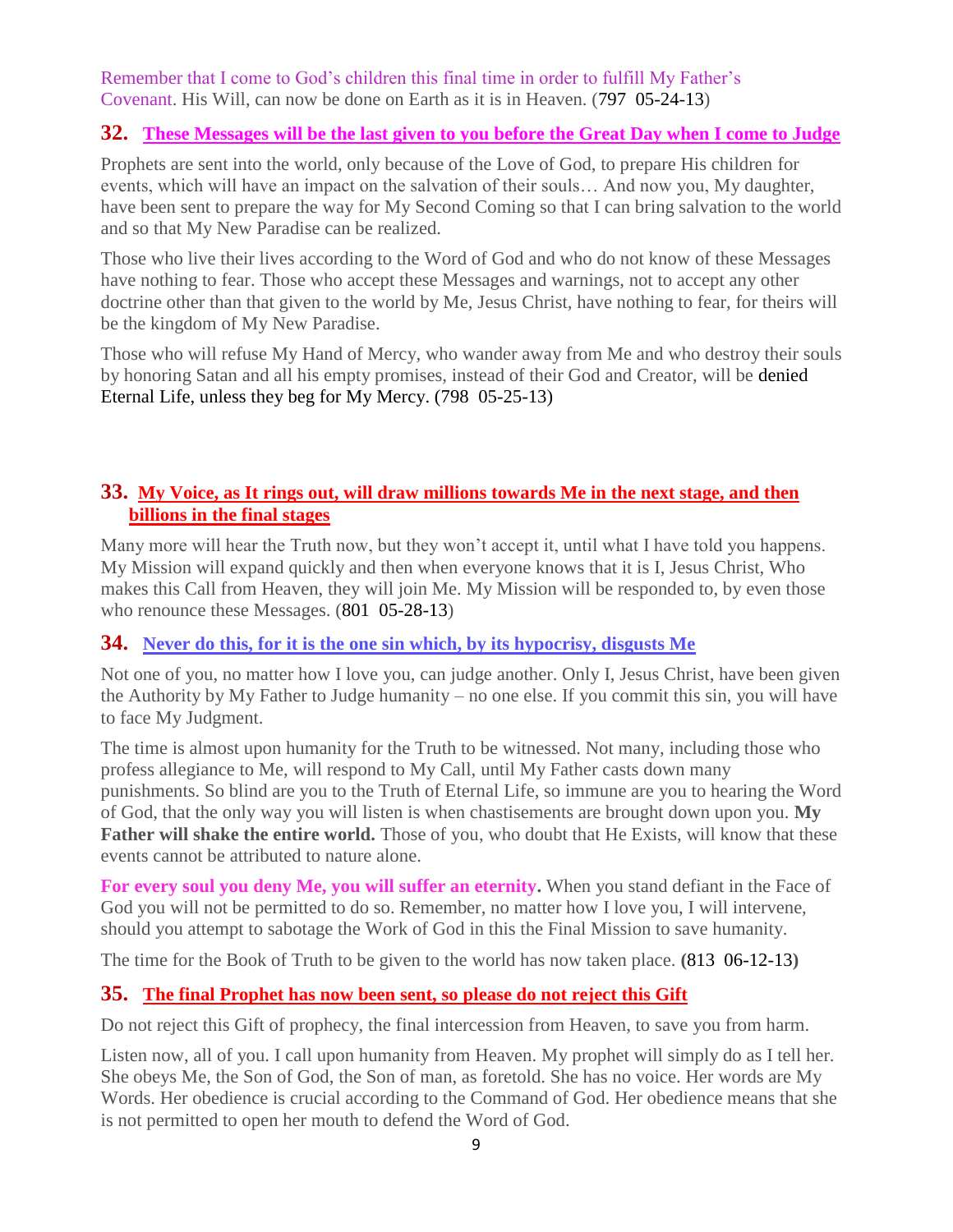Remember that I come to God's children this final time in order to fulfill My Father's Covenant. His Will, can now be done on Earth as it is in Heaven. (797 05-24-13)

## 32. These Messages will be the last given to you before the Great Day when I come to Judge

Prophets are sent into the world, only because of the Love of God, to prepare His children for events, which will have an impact on the salvation of their souls… And now you, My daughter, have been sent to prepare the way for My Second Coming so that I can bring salvation to the world and so that My New Paradise can be realized.

Those who live their lives according to the Word of God and who do not know of these Messages have nothing to fear. Those who accept these Messages and warnings, not to accept any other doctrine other than that given to the world by Me, Jesus Christ, have nothing to fear, for theirs will be the kingdom of My New Paradise.

Those who will refuse My Hand of Mercy, who wander away from Me and who destroy their souls by honoring Satan and all his empty promises, instead of their God and Creator, will be denied Eternal Life, unless they beg for My Mercy. (798 05-25-13)

## 33. My Voice, as It rings out, will draw millions towards Me in the next stage, and then billions in the final stages

Many more will hear the Truth now, but they won't accept it, until what I have told you happens. My Mission will expand quickly and then when everyone knows that it is I, Jesus Christ, Who makes this Call from Heaven, they will join Me. My Mission will be responded to, by even those who renounce these Messages. (801 05-28-13)

## 34. Never do this, for it is the one sin which, by its hypocrisy, disgusts Me

Not one of you, no matter how I love you, can judge another. Only I, Jesus Christ, have been given the Authority by My Father to Judge humanity – no one else. If you commit this sin, you will have to face My Judgment.

The time is almost upon humanity for the Truth to be witnessed. Not many, including those who profess allegiance to Me, will respond to My Call, until My Father casts down many punishments. So blind are you to the Truth of Eternal Life, so immune are you to hearing the Word of God, that the only way you will listen is when chastisements are brought down upon you. **My Father will shake the entire world.** Those of you, who doubt that He Exists, will know that these events cannot be attributed to nature alone.

**For every soul you deny Me, you will suffer an eternity.** When you stand defiant in the Face of God you will not be permitted to do so. Remember, no matter how I love you, I will intervene, should you attempt to sabotage the Work of God in this the Final Mission to save humanity.

The time for the Book of Truth to be given to the world has now taken place. **(**813 06-12-13**)**

## 35. The final Prophet has now been sent, so please do not reject this Gift

Do not reject this Gift of prophecy, the final intercession from Heaven, to save you from harm.

Listen now, all of you. I call upon humanity from Heaven. My prophet will simply do as I tell her. She obeys Me, the Son of God, the Son of man, as foretold. She has no voice. Her words are My Words. Her obedience is crucial according to the Command of God. Her obedience means that she is not permitted to open her mouth to defend the Word of God.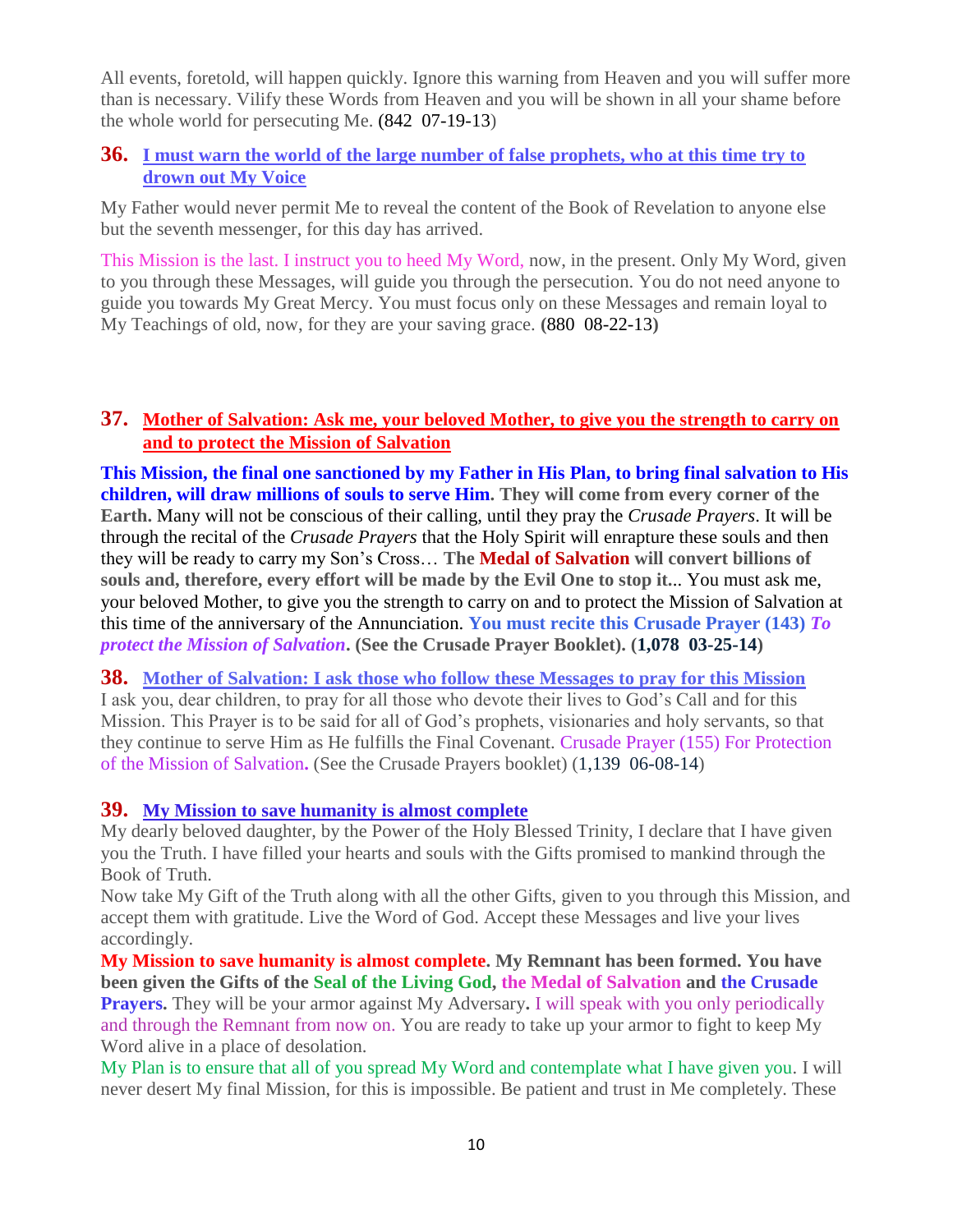All events, foretold, will happen quickly. Ignore this warning from Heaven and you will suffer more than is necessary. Vilify these Words from Heaven and you will be shown in all your shame before the whole world for persecuting Me. (842 07-19-13)

### 36. I must warn the world of the large number of false prophets, who at this time try to drown out My Voice

My Father would never permit Me to reveal the content of the Book of Revelation to anyone else but the seventh messenger, for this day has arrived.

This Mission is the last. I instruct you to heed My Word, now, in the present. Only My Word, given to you through these Messages, will guide you through the persecution. You do not need anyone to guide you towards My Great Mercy. You must focus only on these Messages and remain loyal to My Teachings of old, now, for they are your saving grace. **(**880 08-22-13**)**

### 37. Mother of Salvation: Ask me, your beloved Mother, to give you the strength to carry on and to protect the Mission of Salvation

**This Mission, the final one sanctioned by my Father in His Plan, to bring final salvation to His children, will draw millions of souls to serve Him. They will come from every corner of the Earth.** Many will not be conscious of their calling, until they pray the *Crusade Prayers*. It will be through the recital of the *Crusade Prayers* that the Holy Spirit will enrapture these souls and then they will be ready to carry my Son's Cross… **The Medal of Salvation will convert billions of souls and, therefore, every effort will be made by the Evil One to stop it..**. You must ask me, your beloved Mother, to give you the strength to carry on and to protect the Mission of Salvation at this time of the anniversary of the Annunciation. **You must recite this Crusade Prayer (143)** ***To protect the Mission of Salvation*****. (See the Crusade Prayer Booklet). (1,078 03-25-14)**

### 38. Mother of Salvation: I ask those who follow these Messages to pray for this Mission

I ask you, dear children, to pray for all those who devote their lives to God's Call and for this Mission. This Prayer is to be said for all of God's prophets, visionaries and holy servants, so that they continue to serve Him as He fulfills the Final Covenant. Crusade Prayer (155) For Protection of the Mission of Salvation**.** (See the Crusade Prayers booklet) (1,139 06-08-14)

### 39. My Mission to save humanity is almost complete

My dearly beloved daughter, by the Power of the Holy Blessed Trinity, I declare that I have given you the Truth. I have filled your hearts and souls with the Gifts promised to mankind through the Book of Truth.

Now take My Gift of the Truth along with all the other Gifts, given to you through this Mission, and accept them with gratitude. Live the Word of God. Accept these Messages and live your lives accordingly.

**My Mission to save humanity is almost complete. My Remnant has been formed. You have been given the Gifts of the Seal of the Living God, the Medal of Salvation and the Crusade Prayers.** They will be your armor against My Adversary**.** I will speak with you only periodically and through the Remnant from now on. You are ready to take up your armor to fight to keep My Word alive in a place of desolation.

My Plan is to ensure that all of you spread My Word and contemplate what I have given you. I will never desert My final Mission, for this is impossible. Be patient and trust in Me completely. These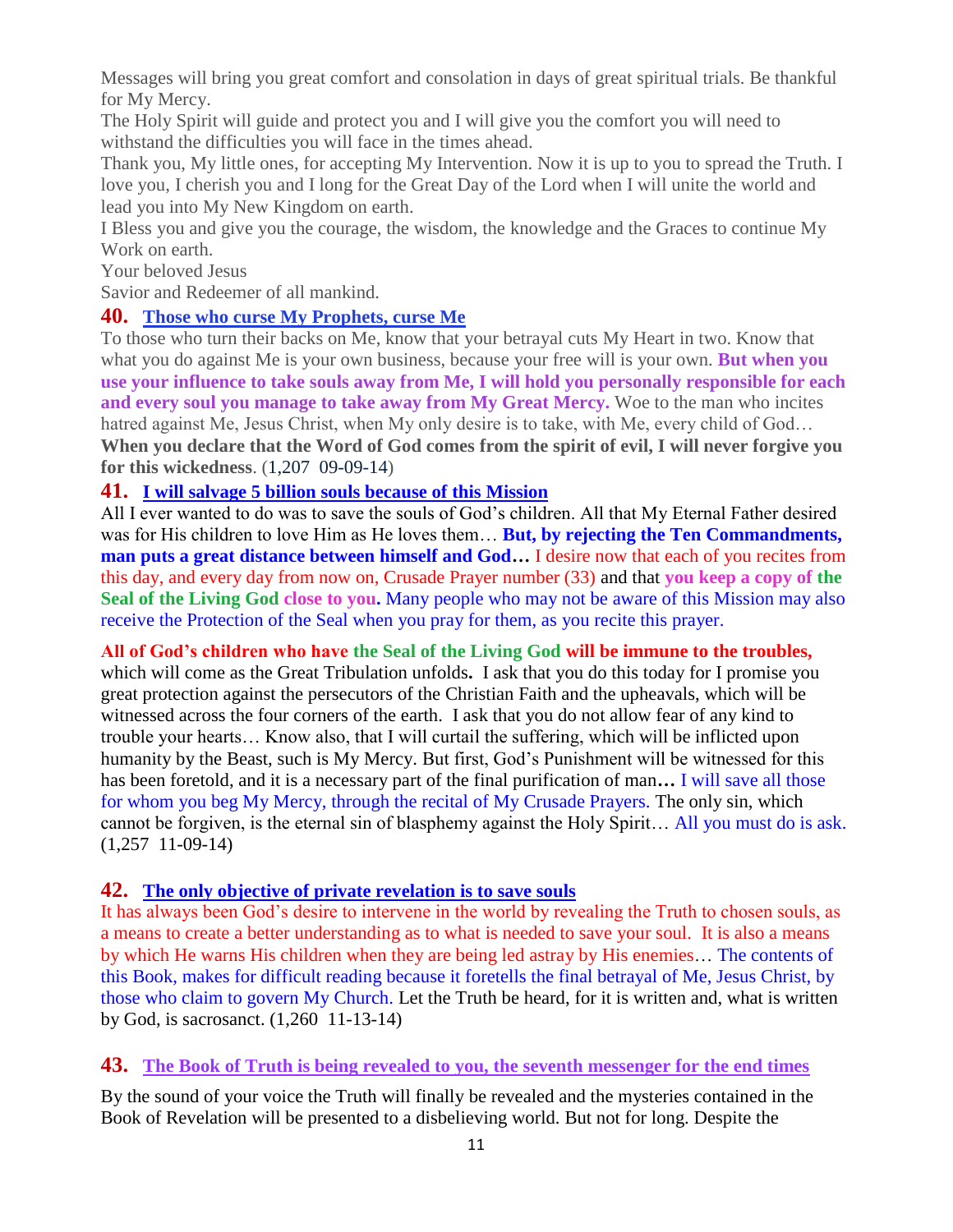Messages will bring you great comfort and consolation in days of great spiritual trials. Be thankful for My Mercy.

The Holy Spirit will guide and protect you and I will give you the comfort you will need to withstand the difficulties you will face in the times ahead.

Thank you, My little ones, for accepting My Intervention. Now it is up to you to spread the Truth. I love you, I cherish you and I long for the Great Day of the Lord when I will unite the world and lead you into My New Kingdom on earth.

I Bless you and give you the courage, the wisdom, the knowledge and the Graces to continue My Work on earth.

Your beloved Jesus

Savior and Redeemer of all mankind.

## 40. Those who curse My Prophets, curse Me

To those who turn their backs on Me, know that your betrayal cuts My Heart in two. Know that what you do against Me is your own business, because your free will is your own. **But when you use your influence to take souls away from Me, I will hold you personally responsible for each and every soul you manage to take away from My Great Mercy.** Woe to the man who incites hatred against Me, Jesus Christ, when My only desire is to take, with Me, every child of God… **When you declare that the Word of God comes from the spirit of evil, I will never forgive you for this wickedness**. (1,207 09-09-14)

## 41. I will salvage 5 billion souls because of this Mission

All I ever wanted to do was to save the souls of God's children. All that My Eternal Father desired was for His children to love Him as He loves them… **But, by rejecting the Ten Commandments, man puts a great distance between himself and God…** I desire now that each of you recites from this day, and every day from now on, Crusade Prayer number (33) and that **you keep a copy of the Seal of the Living God close to you.** Many people who may not be aware of this Mission may also receive the Protection of the Seal when you pray for them, as you recite this prayer.

**All of God's children who have the Seal of the Living God will be immune to the troubles,** which will come as the Great Tribulation unfolds**.** I ask that you do this today for I promise you great protection against the persecutors of the Christian Faith and the upheavals, which will be witnessed across the four corners of the earth. I ask that you do not allow fear of any kind to trouble your hearts… Know also, that I will curtail the suffering, which will be inflicted upon humanity by the Beast, such is My Mercy. But first, God's Punishment will be witnessed for this has been foretold, and it is a necessary part of the final purification of man**…** I will save all those for whom you beg My Mercy, through the recital of My Crusade Prayers. The only sin, which cannot be forgiven, is the eternal sin of blasphemy against the Holy Spirit… All you must do is ask. (1,257 11-09-14)

## 42. The only objective of private revelation is to save souls

It has always been God's desire to intervene in the world by revealing the Truth to chosen souls, as a means to create a better understanding as to what is needed to save your soul. It is also a means by which He warns His children when they are being led astray by His enemies… The contents of this Book, makes for difficult reading because it foretells the final betrayal of Me, Jesus Christ, by those who claim to govern My Church. Let the Truth be heard, for it is written and, what is written by God, is sacrosanct. (1,260 11-13-14)

## 43. The Book of Truth is being revealed to you, the seventh messenger for the end times

By the sound of your voice the Truth will finally be revealed and the mysteries contained in the Book of Revelation will be presented to a disbelieving world. But not for long. Despite the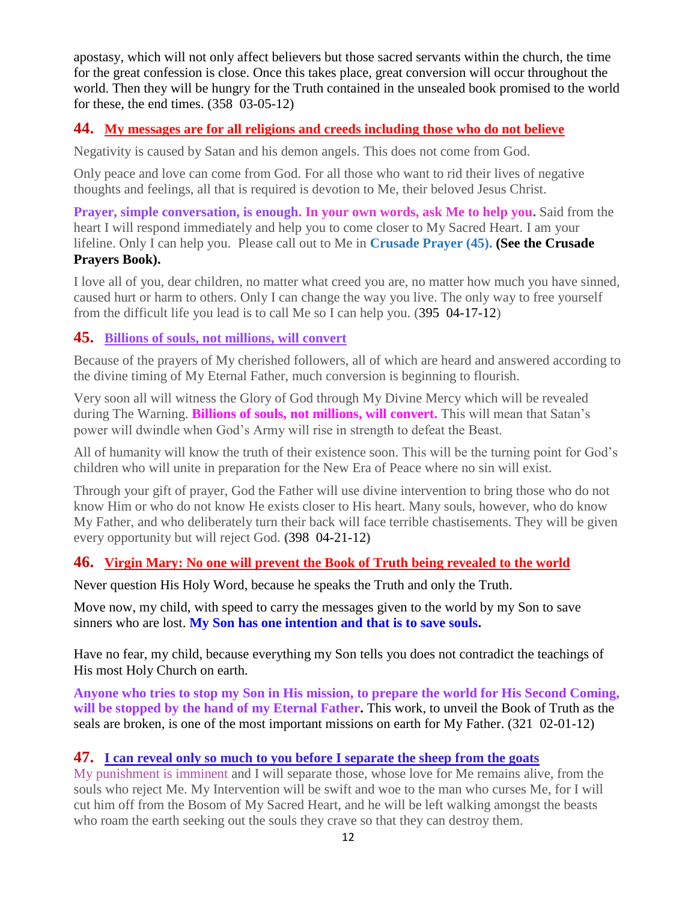apostasy, which will not only affect believers but those sacred servants within the church, the time for the great confession is close. Once this takes place, great conversion will occur throughout the world. Then they will be hungry for the Truth contained in the unsealed book promised to the world for these, the end times. (358 03-05-12)

## 44. My messages are for all religions and creeds including those who do not believe

Negativity is caused by Satan and his demon angels. This does not come from God.

Only peace and love can come from God. For all those who want to rid their lives of negative thoughts and feelings, all that is required is devotion to Me, their beloved Jesus Christ.

**Prayer, simple conversation, is enough. In your own words, ask Me to help you.** Said from the heart I will respond immediately and help you to come closer to My Sacred Heart. I am your lifeline. Only I can help you. Please call out to Me in **Crusade Prayer (45). (See the Crusade Prayers Book).**

I love all of you, dear children, no matter what creed you are, no matter how much you have sinned, caused hurt or harm to others. Only I can change the way you live. The only way to free yourself from the difficult life you lead is to call Me so I can help you. (395 04-17-12)

## 45. Billions of souls, not millions, will convert

Because of the prayers of My cherished followers, all of which are heard and answered according to the divine timing of My Eternal Father, much conversion is beginning to flourish.

Very soon all will witness the Glory of God through My Divine Mercy which will be revealed during The Warning. **Billions of souls, not millions, will convert.** This will mean that Satan's power will dwindle when God's Army will rise in strength to defeat the Beast.

All of humanity will know the truth of their existence soon. This will be the turning point for God's children who will unite in preparation for the New Era of Peace where no sin will exist.

Through your gift of prayer, God the Father will use divine intervention to bring those who do not know Him or who do not know He exists closer to His heart. Many souls, however, who do know My Father, and who deliberately turn their back will face terrible chastisements. They will be given every opportunity but will reject God. (398 04-21-12)

## 46. Virgin Mary: No one will prevent the Book of Truth being revealed to the world

Never question His Holy Word, because he speaks the Truth and only the Truth.

Move now, my child, with speed to carry the messages given to the world by my Son to save sinners who are lost. **My Son has one intention and that is to save souls.**

Have no fear, my child, because everything my Son tells you does not contradict the teachings of His most Holy Church on earth.

**Anyone who tries to stop my Son in His mission, to prepare the world for His Second Coming, will be stopped by the hand of my Eternal Father.** This work, to unveil the Book of Truth as the seals are broken, is one of the most important missions on earth for My Father. (321 02-01-12)

## 47. I can reveal only so much to you before I separate the sheep from the goats

My punishment is imminent and I will separate those, whose love for Me remains alive, from the souls who reject Me. My Intervention will be swift and woe to the man who curses Me, for I will cut him off from the Bosom of My Sacred Heart, and he will be left walking amongst the beasts who roam the earth seeking out the souls they crave so that they can destroy them.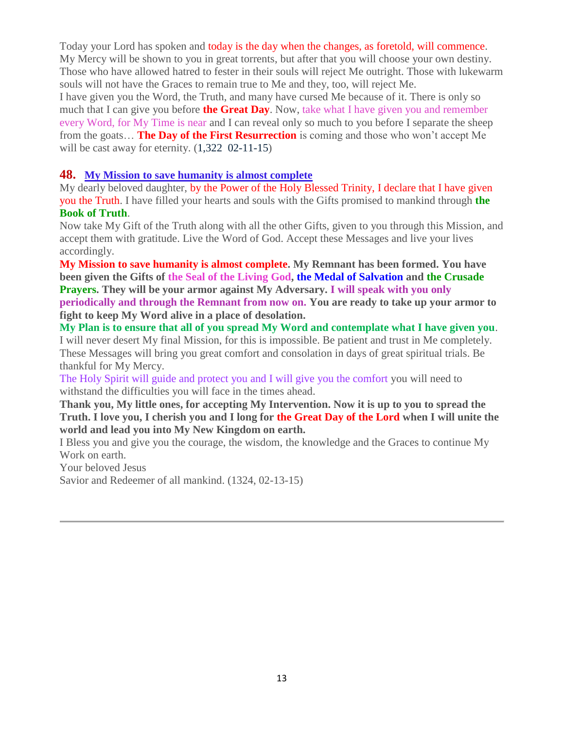Today your Lord has spoken and today is the day when the changes, as foretold, will commence. My Mercy will be shown to you in great torrents, but after that you will choose your own destiny. Those who have allowed hatred to fester in their souls will reject Me outright. Those with lukewarm souls will not have the Graces to remain true to Me and they, too, will reject Me.
I have given you the Word, the Truth, and many have cursed Me because of it. There is only so much that I can give you before **the Great Day**. Now, take what I have given you and remember every Word, for My Time is near and I can reveal only so much to you before I separate the sheep from the goats… **The Day of the First Resurrection** is coming and those who won't accept Me will be cast away for eternity. (1,322 02-11-15)

## 48. My Mission to save humanity is almost complete

My dearly beloved daughter, by the Power of the Holy Blessed Trinity, I declare that I have given you the Truth. I have filled your hearts and souls with the Gifts promised to mankind through **the Book of Truth**.
Now take My Gift of the Truth along with all the other Gifts, given to you through this Mission, and accept them with gratitude. Live the Word of God. Accept these Messages and live your lives accordingly.
**My Mission to save humanity is almost complete. My Remnant has been formed. You have been given the Gifts of the Seal of the Living God, the Medal of Salvation and the Crusade Prayers. They will be your armor against My Adversary. I will speak with you only periodically and through the Remnant from now on. You are ready to take up your armor to fight to keep My Word alive in a place of desolation.**
**My Plan is to ensure that all of you spread My Word and contemplate what I have given you**. I will never desert My final Mission, for this is impossible. Be patient and trust in Me completely. These Messages will bring you great comfort and consolation in days of great spiritual trials. Be thankful for My Mercy.
The Holy Spirit will guide and protect you and I will give you the comfort you will need to withstand the difficulties you will face in the times ahead.
**Thank you, My little ones, for accepting My Intervention. Now it is up to you to spread the Truth. I love you, I cherish you and I long for the Great Day of the Lord when I will unite the world and lead you into My New Kingdom on earth.**
I Bless you and give you the courage, the wisdom, the knowledge and the Graces to continue My Work on earth.
Your beloved Jesus
Savior and Redeemer of all mankind. (1324, 02-13-15)

---